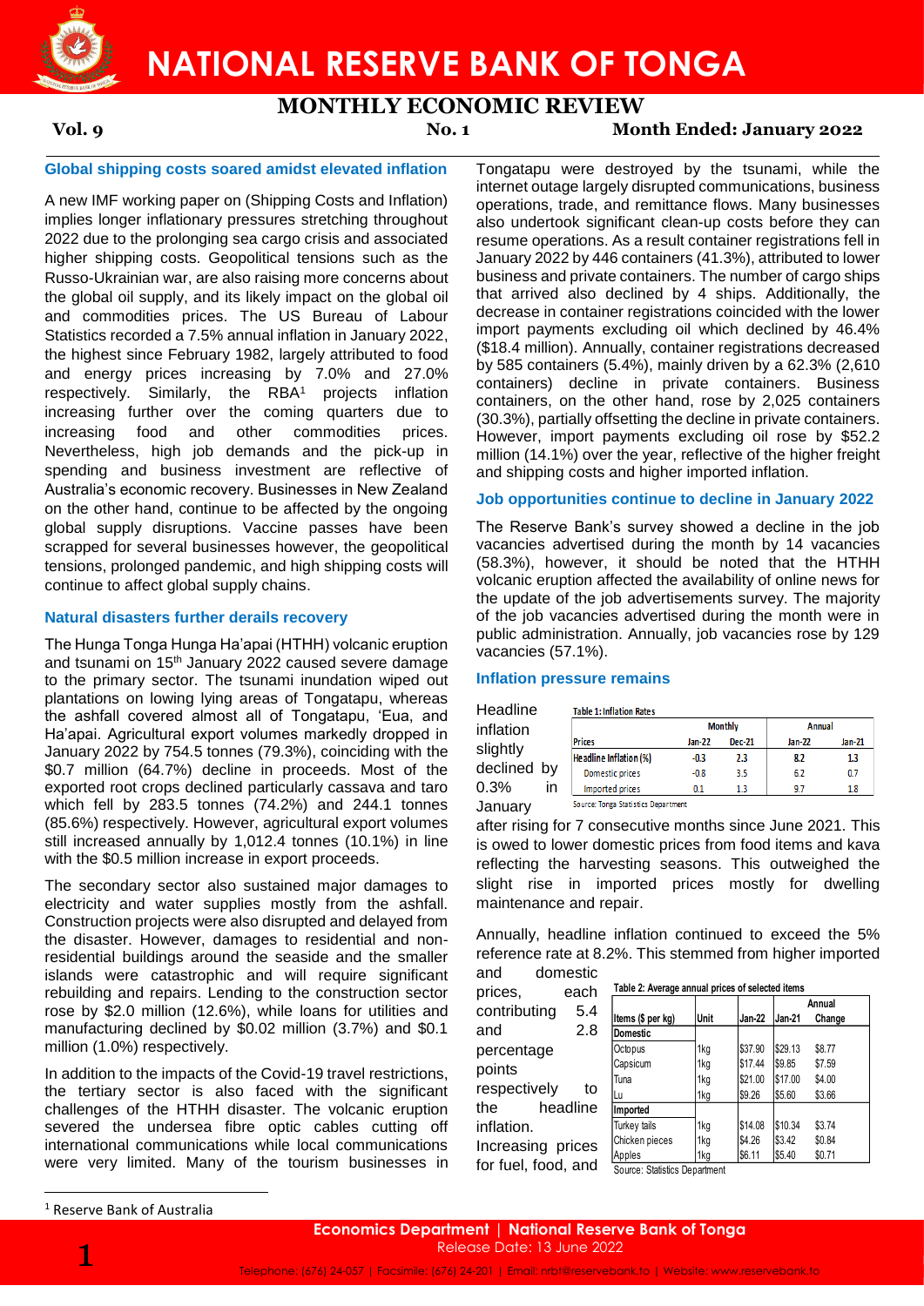# NATIONAL RESERVE BANK OF TONGA

## MONTHLY ECONOMIC REVIEW

**Vol. 9** **No. 1** **Month Ended: January 2022**

### Global shipping costs soared amidst elevated inflation

A new IMF working paper on (Shipping Costs and Inflation) implies longer inflationary pressures stretching throughout 2022 due to the prolonging sea cargo crisis and associated higher shipping costs. Geopolitical tensions such as the Russo-Ukrainian war, are also raising more concerns about the global oil supply, and its likely impact on the global oil and commodities prices. The US Bureau of Labour Statistics recorded a 7.5% annual inflation in January 2022, the highest since February 1982, largely attributed to food and energy prices increasing by 7.0% and 27.0% respectively. Similarly, the RBA[1] projects inflation increasing further over the coming quarters due to increasing food and other commodities prices. Nevertheless, high job demands and the pick-up in spending and business investment are reflective of Australia's economic recovery. Businesses in New Zealand on the other hand, continue to be affected by the ongoing global supply disruptions. Vaccine passes have been scrapped for several businesses however, the geopolitical tensions, prolonged pandemic, and high shipping costs will continue to affect global supply chains.

### Natural disasters further derails recovery

The Hunga Tonga Hunga Ha'apai (HTHH) volcanic eruption and tsunami on 15th January 2022 caused severe damage to the primary sector. The tsunami inundation wiped out plantations on lowing lying areas of Tongatapu, whereas the ashfall covered almost all of Tongatapu, 'Eua, and Ha'apai. Agricultural export volumes markedly dropped in January 2022 by 754.5 tonnes (79.3%), coinciding with the $0.7 million (64.7%) decline in proceeds. Most of the exported root crops declined particularly cassava and taro which fell by 283.5 tonnes (74.2%) and 244.1 tonnes (85.6%) respectively. However, agricultural export volumes still increased annually by 1,012.4 tonnes (10.1%) in line with the $0.5 million increase in export proceeds.

The secondary sector also sustained major damages to electricity and water supplies mostly from the ashfall. Construction projects were also disrupted and delayed from the disaster. However, damages to residential and non-residential buildings around the seaside and the smaller islands were catastrophic and will require significant rebuilding and repairs. Lending to the construction sector rose by $2.0 million (12.6%), while loans for utilities and manufacturing declined by $0.02 million (3.7%) and $0.1 million (1.0%) respectively.

In addition to the impacts of the Covid-19 travel restrictions, the tertiary sector is also faced with the significant challenges of the HTHH disaster. The volcanic eruption severed the undersea fibre optic cables cutting off international communications while local communications were very limited. Many of the tourism businesses in Tongatapu were destroyed by the tsunami, while the internet outage largely disrupted communications, business operations, trade, and remittance flows. Many businesses also undertook significant clean-up costs before they can resume operations. As a result container registrations fell in January 2022 by 446 containers (41.3%), attributed to lower business and private containers. The number of cargo ships that arrived also declined by 4 ships. Additionally, the decrease in container registrations coincided with the lower import payments excluding oil which declined by 46.4% ($18.4 million). Annually, container registrations decreased by 585 containers (5.4%), mainly driven by a 62.3% (2,610 containers) decline in private containers. Business containers, on the other hand, rose by 2,025 containers (30.3%), partially offsetting the decline in private containers. However, import payments excluding oil rose by $52.2 million (14.1%) over the year, reflective of the higher freight and shipping costs and higher imported inflation.

### Job opportunities continue to decline in January 2022

The Reserve Bank's survey showed a decline in the job vacancies advertised during the month by 14 vacancies (58.3%), however, it should be noted that the HTHH volcanic eruption affected the availability of online news for the update of the job advertisements survey. The majority of the job vacancies advertised during the month were in public administration. Annually, job vacancies rose by 129 vacancies (57.1%).

### Inflation pressure remains

Headline inflation slightly declined by 0.3% in January after rising for 7 consecutive months since June 2021. This is owed to lower domestic prices from food items and kava reflecting the harvesting seasons. This outweighed the slight rise in imported prices mostly for dwelling maintenance and repair.

**Table 1: Inflation Rates**

| Prices | Monthly | | Annual | |
|---|---|---|---|---|
| | Jan-22 | Dec-21 | Jan-22 | Jan-21 |
| **Headline Inflation (%)** | **-0.3** | **2.3** | **8.2** | **1.3** |
| Domestic prices | -0.8 | 3.5 | 6.2 | 0.7 |
| Imported prices | 0.1 | 1.3 | 9.7 | 1.8 |

Source: Tonga Statistics Department

Annually, headline inflation continued to exceed the 5% reference rate at 8.2%. This stemmed from higher imported and domestic prices, each contributing 5.4 and 2.8 percentage points respectively to the headline inflation. Increasing prices for fuel, food, and

**Table 2: Average annual prices of selected items**

| Items ($ per kg) | Unit | Jan-22 | Jan-21 | Annual Change |
|---|---|---|---|---|
| **Domestic** | | | | |
| Octopus | 1kg | $37.90 | $29.13 | $8.77 |
| Capsicum | 1kg | $17.44 | $9.85 | $7.59 |
| Tuna | 1kg | $21.00 | $17.00 | $4.00 |
| Lu | 1kg | $9.26 | $5.60 | $3.66 |
| **Imported** | | | | |
| Turkey tails | 1kg | $14.08 | $10.34 | $3.74 |
| Chicken pieces | 1kg | $4.26 | $3.42 | $0.84 |
| Apples | 1kg | $6.11 | $5.40 | $0.71 |

Source: Statistics Department

[1] Reserve Bank of Australia

**Economics Department | National Reserve Bank of Tonga**
Release Date: 13 June 2022

Telephone: (676) 24-057 | Facsimile: (676) 24-201 | Email: nrbt@reservebank.to | Website: www.reservebank.to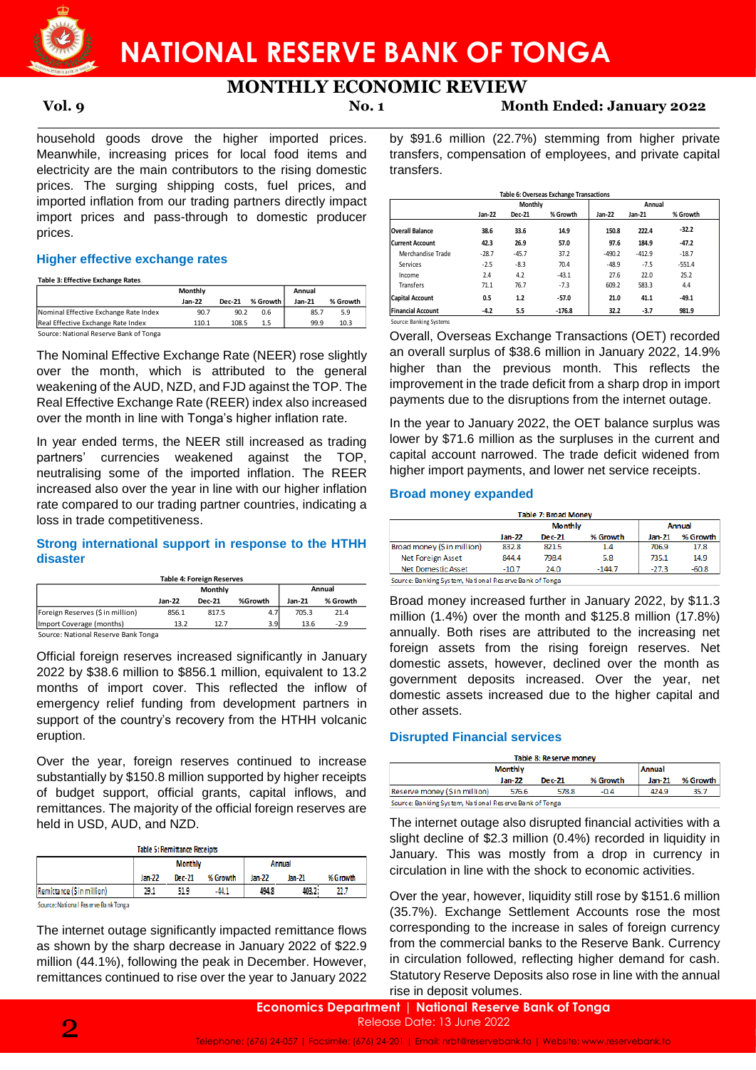household goods drove the higher imported prices. Meanwhile, increasing prices for local food items and electricity are the main contributors to the rising domestic prices. The surging shipping costs, fuel prices, and imported inflation from our trading partners directly impact import prices and pass-through to domestic producer prices.

## Higher effective exchange rates

**Table 3: Effective Exchange Rates**

| | Monthly | | | Annual | |
|---|---|---|---|---|---|
| | Jan-22 | Dec-21 | % Growth | Jan-21 | % Growth |
| Nominal Effective Exchange Rate Index | 90.7 | 90.2 | 0.6 | 85.7 | 5.9 |
| Real Effective Exchange Rate Index | 110.1 | 108.5 | 1.5 | 99.9 | 10.3 |

Source: National Reserve Bank of Tonga

The Nominal Effective Exchange Rate (NEER) rose slightly over the month, which is attributed to the general weakening of the AUD, NZD, and FJD against the TOP. The Real Effective Exchange Rate (REER) index also increased over the month in line with Tonga's higher inflation rate.

In year ended terms, the NEER still increased as trading partners' currencies weakened against the TOP, neutralising some of the imported inflation. The REER increased also over the year in line with our higher inflation rate compared to our trading partner countries, indicating a loss in trade competitiveness.

## Strong international support in response to the HTHH disaster

**Table 4: Foreign Reserves**

| | Monthly | | | Annual | |
|---|---|---|---|---|---|
| | Jan-22 | Dec-21 | %Growth | Jan-21 | % Growth |
| Foreign Reserves ($ in million) | 856.1 | 817.5 | 4.7 | 705.3 | 21.4 |
| Import Coverage (months) | 13.2 | 12.7 | 3.9 | 13.6 | -2.9 |

Source: National Reserve Bank Tonga

Official foreign reserves increased significantly in January 2022 by $38.6 million to $856.1 million, equivalent to 13.2 months of import cover. This reflected the inflow of emergency relief funding from development partners in support of the country's recovery from the HTHH volcanic eruption.

Over the year, foreign reserves continued to increase substantially by $150.8 million supported by higher receipts of budget support, official grants, capital inflows, and remittances. The majority of the official foreign reserves are held in USD, AUD, and NZD.

**Table 5: Remittance Receipts**

| | Monthly | | | Annual | | |
|---|---|---|---|---|---|---|
| | Jan-22 | Dec-21 | % Growth | Jan-22 | Jan-21 | % Growth |
| Remittance ($ in million) | 29.1 | 51.9 | -44.1 | 494.8 | 403.2 | 22.7 |

Source: National Reserve Bank Tonga

The internet outage significantly impacted remittance flows as shown by the sharp decrease in January 2022 of $22.9 million (44.1%), following the peak in December. However, remittances continued to rise over the year to January 2022 by $91.6 million (22.7%) stemming from higher private transfers, compensation of employees, and private capital transfers.

**Table 6: Overseas Exchange Transactions**

| | Monthly | | | Annual | | |
|---|---|---|---|---|---|---|
| | Jan-22 | Dec-21 | % Growth | Jan-22 | Jan-21 | % Growth |
| **Overall Balance** | 38.6 | 33.6 | 14.9 | 150.8 | 222.4 | -32.2 |
| **Current Account** | 42.3 | 26.9 | 57.0 | 97.6 | 184.9 | -47.2 |
| Merchandise Trade | -28.7 | -45.7 | 37.2 | -490.2 | -412.9 | -18.7 |
| Services | -2.5 | -8.3 | 70.4 | -48.9 | -7.5 | -551.4 |
| Income | 2.4 | 4.2 | -43.1 | 27.6 | 22.0 | 25.2 |
| Transfers | 71.1 | 76.7 | -7.3 | 609.2 | 583.3 | 4.4 |
| **Capital Account** | 0.5 | 1.2 | -57.0 | 21.0 | 41.1 | -49.1 |
| **Financial Account** | -4.2 | 5.5 | -176.8 | 32.2 | -3.7 | 981.9 |

Source: Banking Systems

Overall, Overseas Exchange Transactions (OET) recorded an overall surplus of $38.6 million in January 2022, 14.9% higher than the previous month. This reflects the improvement in the trade deficit from a sharp drop in import payments due to the disruptions from the internet outage.

In the year to January 2022, the OET balance surplus was lower by $71.6 million as the surpluses in the current and capital account narrowed. The trade deficit widened from higher import payments, and lower net service receipts.

## Broad money expanded

**Table 7: Broad Money**

| | Monthly | | | Annual | |
|---|---|---|---|---|---|
| | Jan-22 | Dec-21 | % Growth | Jan-21 | % Growth |
| Broad money ($ in million) | 832.8 | 821.5 | 1.4 | 706.9 | 17.8 |
| Net Foreign Asset | 844.4 | 798.4 | 5.8 | 735.1 | 14.9 |
| Net Domestic Asset | -10.7 | 24.0 | -144.7 | -27.3 | -60.8 |

Source: Banking System, National Reserve Bank of Tonga

Broad money increased further in January 2022, by $11.3 million (1.4%) over the month and $125.8 million (17.8%) annually. Both rises are attributed to the increasing net foreign assets from the rising foreign reserves. Net domestic assets, however, declined over the month as government deposits increased. Over the year, net domestic assets increased due to the higher capital and other assets.

## Disrupted Financial services

**Table 8: Reserve money**

| | Monthly | | | Annual | |
|---|---|---|---|---|---|
| | Jan-22 | Dec-21 | % Growth | Jan-21 | % Growth |
| Reserve money ($ in million) | 576.6 | 578.8 | -0.4 | 424.9 | 35.7 |

Source: Banking System, National Reserve Bank of Tonga

The internet outage also disrupted financial activities with a slight decline of $2.3 million (0.4%) recorded in liquidity in January. This was mostly from a drop in currency in circulation in line with the shock to economic activities.

Over the year, however, liquidity still rose by $151.6 million (35.7%). Exchange Settlement Accounts rose the most corresponding to the increase in sales of foreign currency from the commercial banks to the Reserve Bank. Currency in circulation followed, reflecting higher demand for cash. Statutory Reserve Deposits also rose in line with the annual rise in deposit volumes.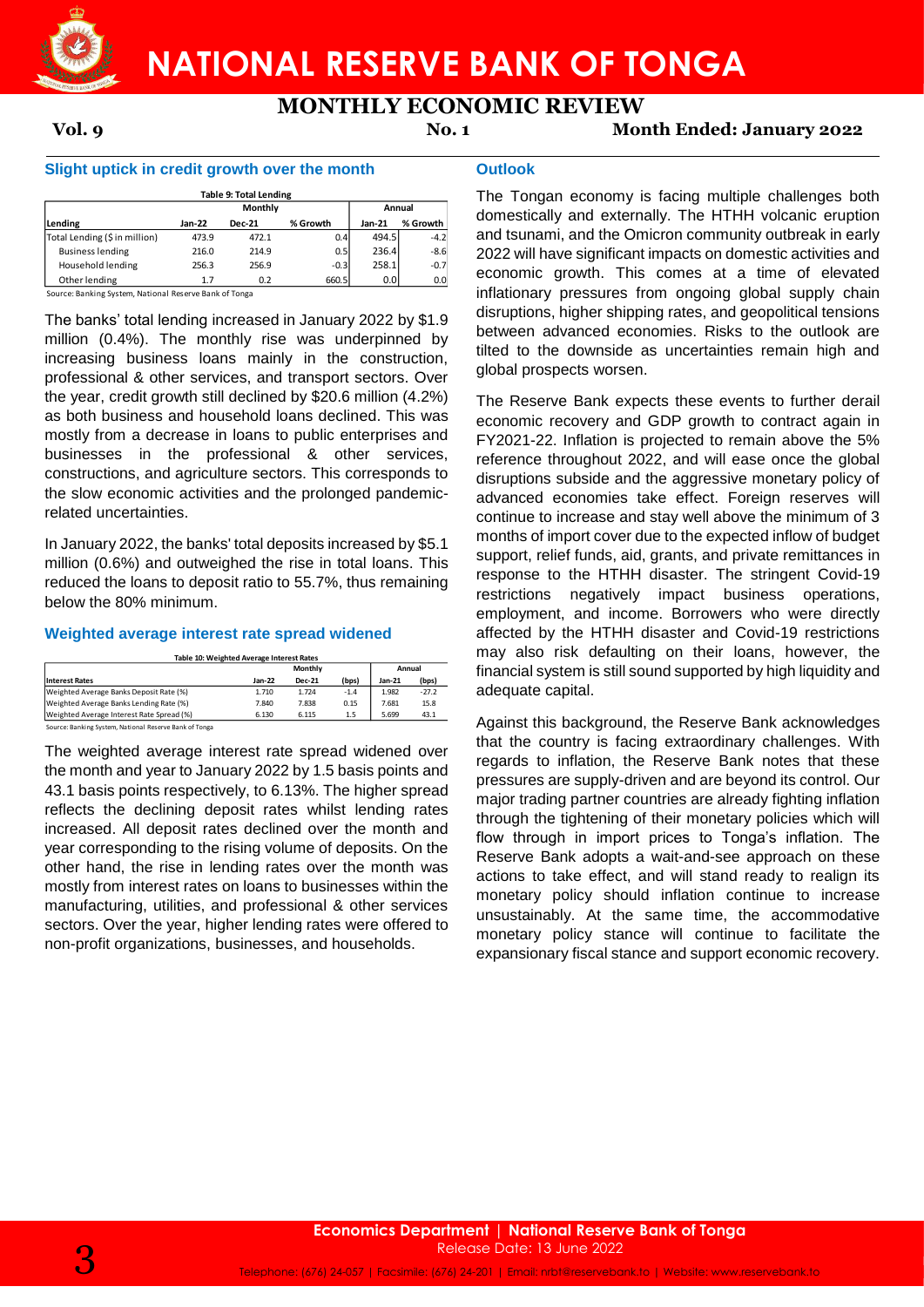# NATIONAL RESERVE BANK OF TONGA

## MONTHLY ECONOMIC REVIEW

**Vol. 9** **No. 1** **Month Ended: January 2022**

### Slight uptick in credit growth over the month

**Table 9: Total Lending**

| Lending | Monthly | | | Annual | |
|---|---|---|---|---|---|
| | Jan-22 | Dec-21 | % Growth | Jan-21 | % Growth |
| Total Lending ($ in million) | 473.9 | 472.1 | 0.4 | 494.5 | -4.2 |
| Business lending | 216.0 | 214.9 | 0.5 | 236.4 | -8.6 |
| Household lending | 256.3 | 256.9 | -0.3 | 258.1 | -0.7 |
| Other lending | 1.7 | 0.2 | 660.5 | 0.0 | 0.0 |

Source: Banking System, National Reserve Bank of Tonga

The banks' total lending increased in January 2022 by $1.9 million (0.4%). The monthly rise was underpinned by increasing business loans mainly in the construction, professional & other services, and transport sectors. Over the year, credit growth still declined by $20.6 million (4.2%) as both business and household loans declined. This was mostly from a decrease in loans to public enterprises and businesses in the professional & other services, constructions, and agriculture sectors. This corresponds to the slow economic activities and the prolonged pandemic-related uncertainties.

In January 2022, the banks' total deposits increased by $5.1 million (0.6%) and outweighed the rise in total loans. This reduced the loans to deposit ratio to 55.7%, thus remaining below the 80% minimum.

### Weighted average interest rate spread widened

**Table 10: Weighted Average Interest Rates**

| Interest Rates | Monthly | | | Annual | |
|---|---|---|---|---|---|
| | Jan-22 | Dec-21 | (bps) | Jan-21 | (bps) |
| Weighted Average Banks Deposit Rate (%) | 1.710 | 1.724 | -1.4 | 1.982 | -27.2 |
| Weighted Average Banks Lending Rate (%) | 7.840 | 7.838 | 0.15 | 7.681 | 15.8 |
| Weighted Average Interest Rate Spread (%) | 6.130 | 6.115 | 1.5 | 5.699 | 43.1 |

Source: Banking System, National Reserve Bank of Tonga

The weighted average interest rate spread widened over the month and year to January 2022 by 1.5 basis points and 43.1 basis points respectively, to 6.13%. The higher spread reflects the declining deposit rates whilst lending rates increased. All deposit rates declined over the month and year corresponding to the rising volume of deposits. On the other hand, the rise in lending rates over the month was mostly from interest rates on loans to businesses within the manufacturing, utilities, and professional & other services sectors. Over the year, higher lending rates were offered to non-profit organizations, businesses, and households.

### Outlook

The Tongan economy is facing multiple challenges both domestically and externally. The HTHH volcanic eruption and tsunami, and the Omicron community outbreak in early 2022 will have significant impacts on domestic activities and economic growth. This comes at a time of elevated inflationary pressures from ongoing global supply chain disruptions, higher shipping rates, and geopolitical tensions between advanced economies. Risks to the outlook are tilted to the downside as uncertainties remain high and global prospects worsen.

The Reserve Bank expects these events to further derail economic recovery and GDP growth to contract again in FY2021-22. Inflation is projected to remain above the 5% reference throughout 2022, and will ease once the global disruptions subside and the aggressive monetary policy of advanced economies take effect. Foreign reserves will continue to increase and stay well above the minimum of 3 months of import cover due to the expected inflow of budget support, relief funds, aid, grants, and private remittances in response to the HTHH disaster. The stringent Covid-19 restrictions negatively impact business operations, employment, and income. Borrowers who were directly affected by the HTHH disaster and Covid-19 restrictions may also risk defaulting on their loans, however, the financial system is still sound supported by high liquidity and adequate capital.

Against this background, the Reserve Bank acknowledges that the country is facing extraordinary challenges. With regards to inflation, the Reserve Bank notes that these pressures are supply-driven and are beyond its control. Our major trading partner countries are already fighting inflation through the tightening of their monetary policies which will flow through in import prices to Tonga's inflation. The Reserve Bank adopts a wait-and-see approach on these actions to take effect, and will stand ready to realign its monetary policy should inflation continue to increase unsustainably. At the same time, the accommodative monetary policy stance will continue to facilitate the expansionary fiscal stance and support economic recovery.

**Economics Department | National Reserve Bank of Tonga**

Release Date: 13 June 2022

Telephone: (676) 24-057 | Facsimile: (676) 24-201 | Email: nrbt@reservebank.to | Website: www.reservebank.to